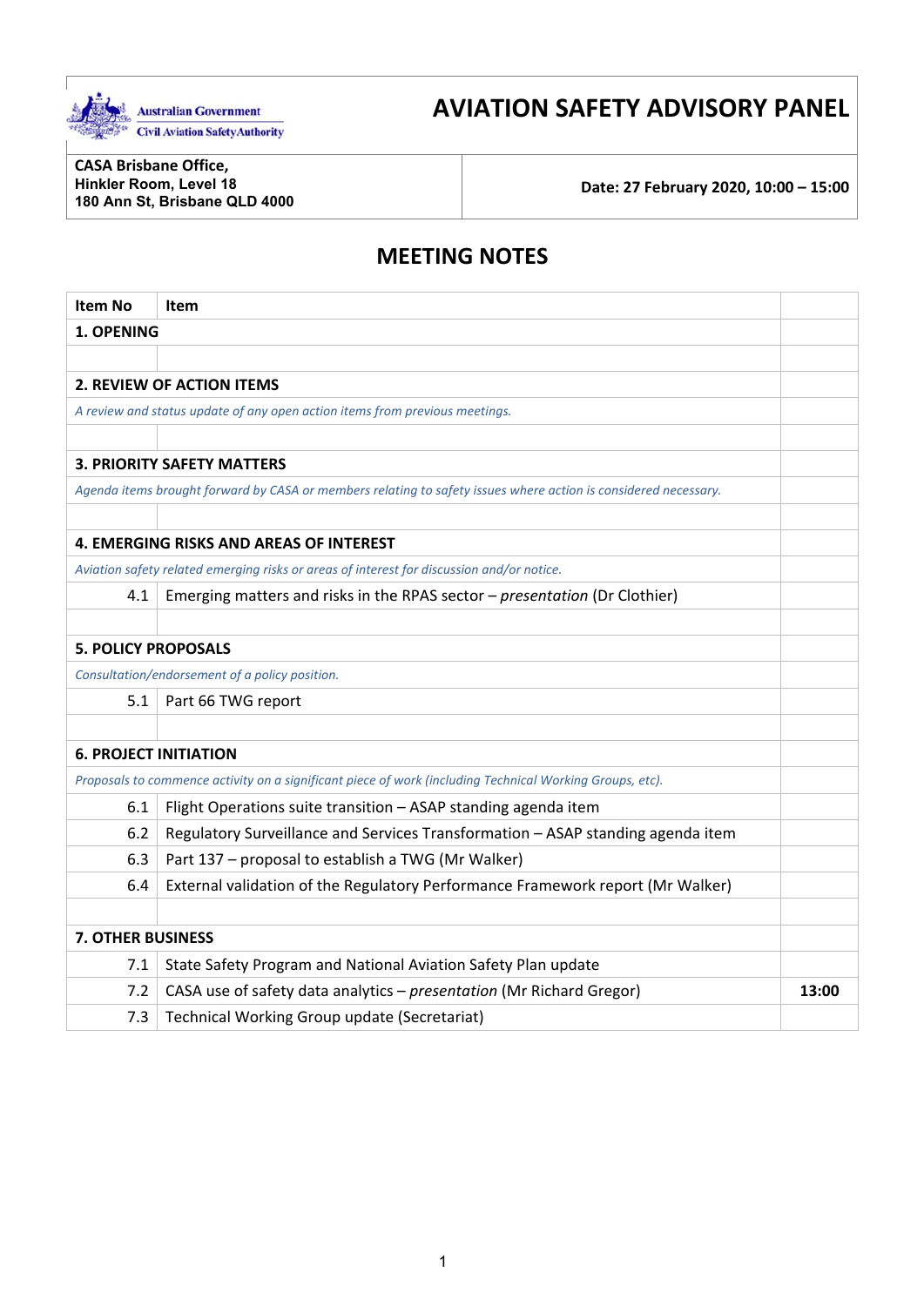Australian Government
Civil Aviation Safety Authority

# AVIATION SAFETY ADVISORY PANEL

| **CASA Brisbane Office,**<br>**Hinkler Room, Level 18**<br>**180 Ann St, Brisbane QLD 4000** | **Date: 27 February 2020, 10:00 – 15:00** |
|---|---|

## MEETING NOTES

| Item No | Item | |
|---|---|---|
| **1. OPENING** | | |
| | | |
| **2. REVIEW OF ACTION ITEMS** | | |
| *A review and status update of any open action items from previous meetings.* | | |
| | | |
| **3. PRIORITY SAFETY MATTERS** | | |
| *Agenda items brought forward by CASA or members relating to safety issues where action is considered necessary.* | | |
| | | |
| **4. EMERGING RISKS AND AREAS OF INTEREST** | | |
| *Aviation safety related emerging risks or areas of interest for discussion and/or notice.* | | |
| 4.1 | Emerging matters and risks in the RPAS sector – *presentation* (Dr Clothier) | |
| | | |
| **5. POLICY PROPOSALS** | | |
| *Consultation/endorsement of a policy position.* | | |
| 5.1 | Part 66 TWG report | |
| | | |
| **6. PROJECT INITIATION** | | |
| *Proposals to commence activity on a significant piece of work (including Technical Working Groups, etc).* | | |
| 6.1 | Flight Operations suite transition – ASAP standing agenda item | |
| 6.2 | Regulatory Surveillance and Services Transformation – ASAP standing agenda item | |
| 6.3 | Part 137 – proposal to establish a TWG (Mr Walker) | |
| 6.4 | External validation of the Regulatory Performance Framework report (Mr Walker) | |
| | | |
| **7. OTHER BUSINESS** | | |
| 7.1 | State Safety Program and National Aviation Safety Plan update | |
| 7.2 | CASA use of safety data analytics – *presentation* (Mr Richard Gregor) | **13:00** |
| 7.3 | Technical Working Group update (Secretariat) | |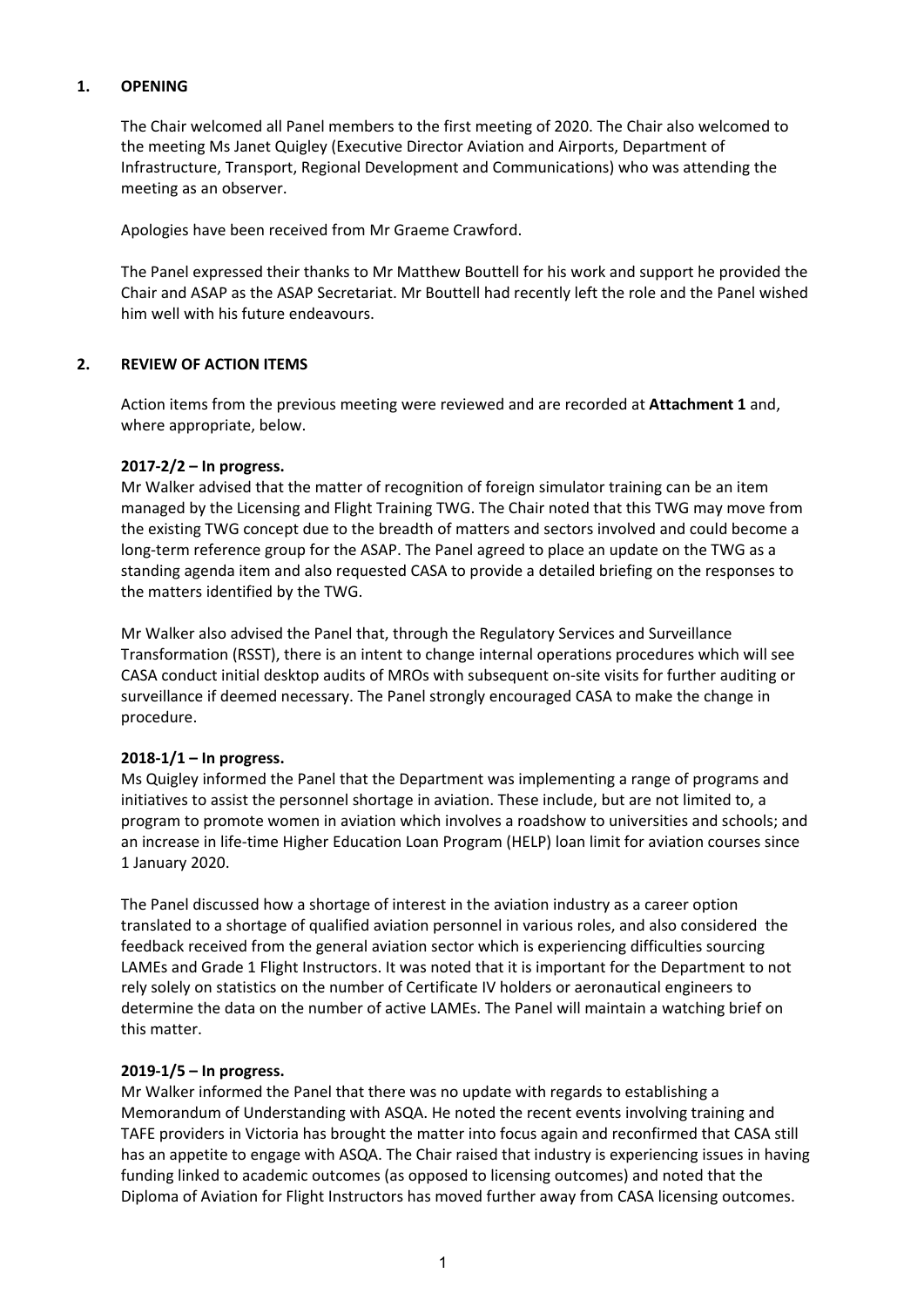## 1. OPENING

The Chair welcomed all Panel members to the first meeting of 2020. The Chair also welcomed to the meeting Ms Janet Quigley (Executive Director Aviation and Airports, Department of Infrastructure, Transport, Regional Development and Communications) who was attending the meeting as an observer.

Apologies have been received from Mr Graeme Crawford.

The Panel expressed their thanks to Mr Matthew Bouttell for his work and support he provided the Chair and ASAP as the ASAP Secretariat. Mr Bouttell had recently left the role and the Panel wished him well with his future endeavours.

## 2. REVIEW OF ACTION ITEMS

Action items from the previous meeting were reviewed and are recorded at **Attachment 1** and, where appropriate, below.

**2017-2/2 – In progress.**
Mr Walker advised that the matter of recognition of foreign simulator training can be an item managed by the Licensing and Flight Training TWG. The Chair noted that this TWG may move from the existing TWG concept due to the breadth of matters and sectors involved and could become a long-term reference group for the ASAP. The Panel agreed to place an update on the TWG as a standing agenda item and also requested CASA to provide a detailed briefing on the responses to the matters identified by the TWG.

Mr Walker also advised the Panel that, through the Regulatory Services and Surveillance Transformation (RSST), there is an intent to change internal operations procedures which will see CASA conduct initial desktop audits of MROs with subsequent on-site visits for further auditing or surveillance if deemed necessary. The Panel strongly encouraged CASA to make the change in procedure.

**2018-1/1 – In progress.**
Ms Quigley informed the Panel that the Department was implementing a range of programs and initiatives to assist the personnel shortage in aviation. These include, but are not limited to, a program to promote women in aviation which involves a roadshow to universities and schools; and an increase in life-time Higher Education Loan Program (HELP) loan limit for aviation courses since 1 January 2020.

The Panel discussed how a shortage of interest in the aviation industry as a career option translated to a shortage of qualified aviation personnel in various roles, and also considered the feedback received from the general aviation sector which is experiencing difficulties sourcing LAMEs and Grade 1 Flight Instructors. It was noted that it is important for the Department to not rely solely on statistics on the number of Certificate IV holders or aeronautical engineers to determine the data on the number of active LAMEs. The Panel will maintain a watching brief on this matter.

**2019-1/5 – In progress.**
Mr Walker informed the Panel that there was no update with regards to establishing a Memorandum of Understanding with ASQA. He noted the recent events involving training and TAFE providers in Victoria has brought the matter into focus again and reconfirmed that CASA still has an appetite to engage with ASQA. The Chair raised that industry is experiencing issues in having funding linked to academic outcomes (as opposed to licensing outcomes) and noted that the Diploma of Aviation for Flight Instructors has moved further away from CASA licensing outcomes.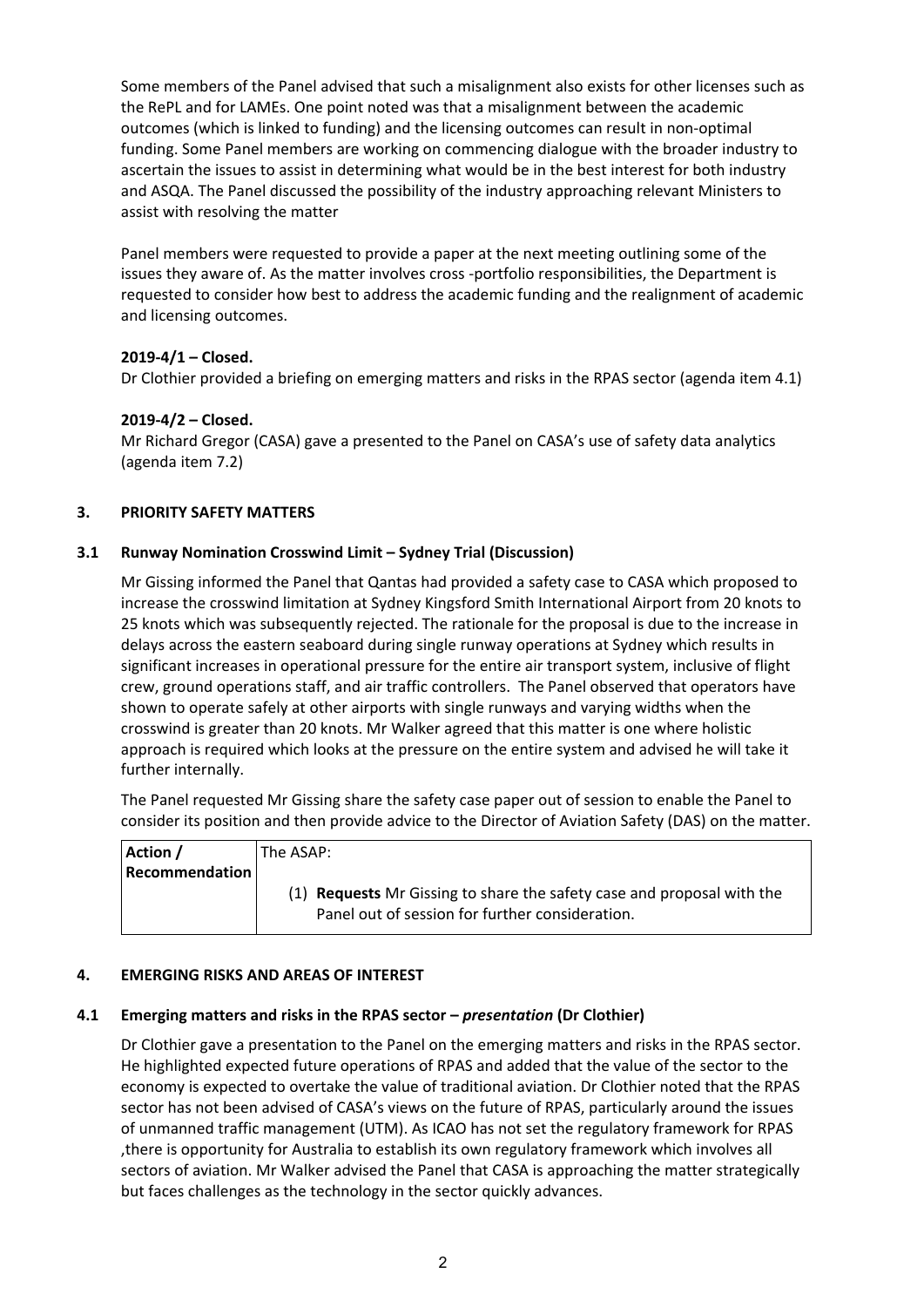Some members of the Panel advised that such a misalignment also exists for other licenses such as the RePL and for LAMEs. One point noted was that a misalignment between the academic outcomes (which is linked to funding) and the licensing outcomes can result in non-optimal funding. Some Panel members are working on commencing dialogue with the broader industry to ascertain the issues to assist in determining what would be in the best interest for both industry and ASQA. The Panel discussed the possibility of the industry approaching relevant Ministers to assist with resolving the matter

Panel members were requested to provide a paper at the next meeting outlining some of the issues they aware of. As the matter involves cross -portfolio responsibilities, the Department is requested to consider how best to address the academic funding and the realignment of academic and licensing outcomes.

**2019-4/1 – Closed.**
Dr Clothier provided a briefing on emerging matters and risks in the RPAS sector (agenda item 4.1)

**2019-4/2 – Closed.**
Mr Richard Gregor (CASA) gave a presented to the Panel on CASA's use of safety data analytics (agenda item 7.2)

## 3. PRIORITY SAFETY MATTERS

### 3.1 Runway Nomination Crosswind Limit – Sydney Trial (Discussion)

Mr Gissing informed the Panel that Qantas had provided a safety case to CASA which proposed to increase the crosswind limitation at Sydney Kingsford Smith International Airport from 20 knots to 25 knots which was subsequently rejected. The rationale for the proposal is due to the increase in delays across the eastern seaboard during single runway operations at Sydney which results in significant increases in operational pressure for the entire air transport system, inclusive of flight crew, ground operations staff, and air traffic controllers. The Panel observed that operators have shown to operate safely at other airports with single runways and varying widths when the crosswind is greater than 20 knots. Mr Walker agreed that this matter is one where holistic approach is required which looks at the pressure on the entire system and advised he will take it further internally.

The Panel requested Mr Gissing share the safety case paper out of session to enable the Panel to consider its position and then provide advice to the Director of Aviation Safety (DAS) on the matter.

| **Action / Recommendation** | The ASAP: (1) **Requests** Mr Gissing to share the safety case and proposal with the Panel out of session for further consideration. |
|---|---|

## 4. EMERGING RISKS AND AREAS OF INTEREST

### 4.1 Emerging matters and risks in the RPAS sector – *presentation* (Dr Clothier)

Dr Clothier gave a presentation to the Panel on the emerging matters and risks in the RPAS sector. He highlighted expected future operations of RPAS and added that the value of the sector to the economy is expected to overtake the value of traditional aviation. Dr Clothier noted that the RPAS sector has not been advised of CASA's views on the future of RPAS, particularly around the issues of unmanned traffic management (UTM). As ICAO has not set the regulatory framework for RPAS ,there is opportunity for Australia to establish its own regulatory framework which involves all sectors of aviation. Mr Walker advised the Panel that CASA is approaching the matter strategically but faces challenges as the technology in the sector quickly advances.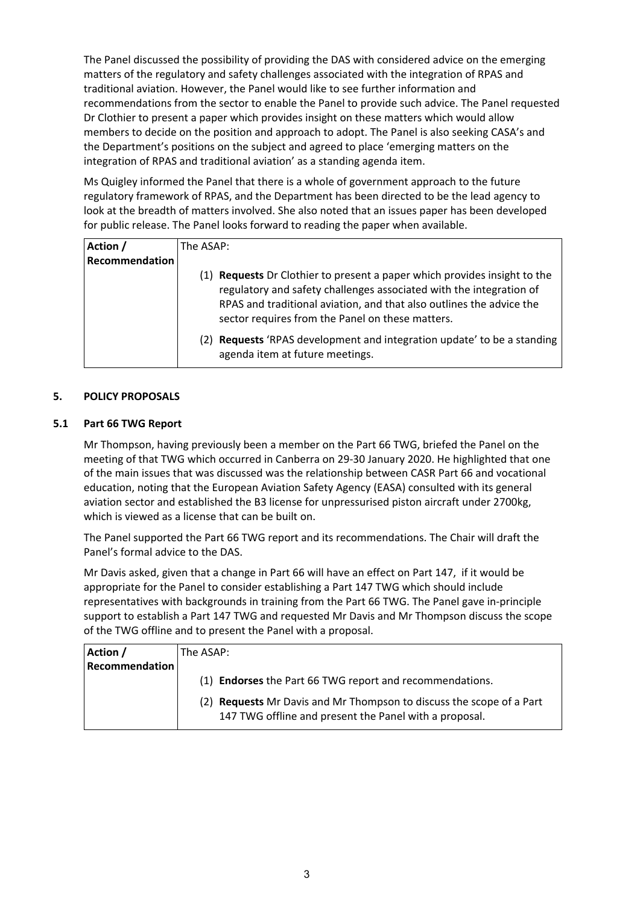The Panel discussed the possibility of providing the DAS with considered advice on the emerging matters of the regulatory and safety challenges associated with the integration of RPAS and traditional aviation. However, the Panel would like to see further information and recommendations from the sector to enable the Panel to provide such advice. The Panel requested Dr Clothier to present a paper which provides insight on these matters which would allow members to decide on the position and approach to adopt. The Panel is also seeking CASA's and the Department's positions on the subject and agreed to place 'emerging matters on the integration of RPAS and traditional aviation' as a standing agenda item.

Ms Quigley informed the Panel that there is a whole of government approach to the future regulatory framework of RPAS, and the Department has been directed to be the lead agency to look at the breadth of matters involved. She also noted that an issues paper has been developed for public release. The Panel looks forward to reading the paper when available.

| **Action / Recommendation** | The ASAP:<br><br>(1) **Requests** Dr Clothier to present a paper which provides insight to the regulatory and safety challenges associated with the integration of RPAS and traditional aviation, and that also outlines the advice the sector requires from the Panel on these matters.<br><br>(2) **Requests** 'RPAS development and integration update' to be a standing agenda item at future meetings. |
|---|---|

## 5. POLICY PROPOSALS

### 5.1 Part 66 TWG Report

Mr Thompson, having previously been a member on the Part 66 TWG, briefed the Panel on the meeting of that TWG which occurred in Canberra on 29-30 January 2020. He highlighted that one of the main issues that was discussed was the relationship between CASR Part 66 and vocational education, noting that the European Aviation Safety Agency (EASA) consulted with its general aviation sector and established the B3 license for unpressurised piston aircraft under 2700kg, which is viewed as a license that can be built on.

The Panel supported the Part 66 TWG report and its recommendations. The Chair will draft the Panel's formal advice to the DAS.

Mr Davis asked, given that a change in Part 66 will have an effect on Part 147, if it would be appropriate for the Panel to consider establishing a Part 147 TWG which should include representatives with backgrounds in training from the Part 66 TWG. The Panel gave in-principle support to establish a Part 147 TWG and requested Mr Davis and Mr Thompson discuss the scope of the TWG offline and to present the Panel with a proposal.

| **Action / Recommendation** | The ASAP:<br><br>(1) **Endorses** the Part 66 TWG report and recommendations.<br><br>(2) **Requests** Mr Davis and Mr Thompson to discuss the scope of a Part 147 TWG offline and present the Panel with a proposal. |
|---|---|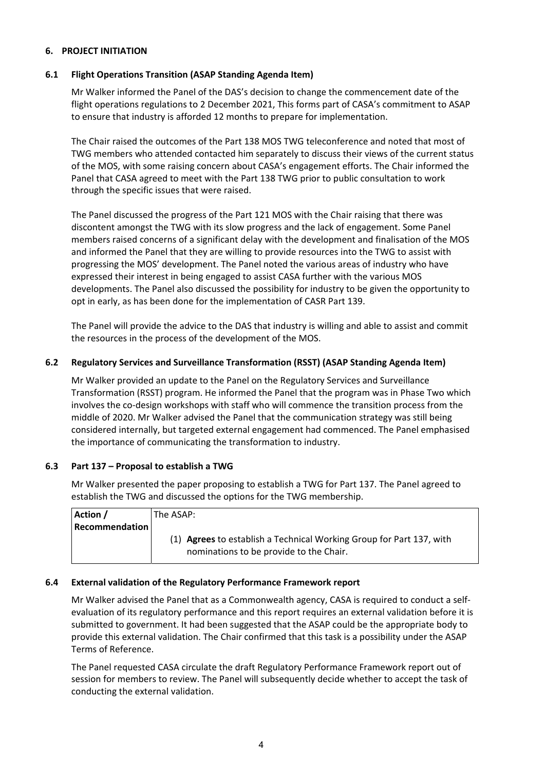## 6. PROJECT INITIATION

### 6.1 Flight Operations Transition (ASAP Standing Agenda Item)

Mr Walker informed the Panel of the DAS's decision to change the commencement date of the flight operations regulations to 2 December 2021, This forms part of CASA's commitment to ASAP to ensure that industry is afforded 12 months to prepare for implementation.

The Chair raised the outcomes of the Part 138 MOS TWG teleconference and noted that most of TWG members who attended contacted him separately to discuss their views of the current status of the MOS, with some raising concern about CASA's engagement efforts. The Chair informed the Panel that CASA agreed to meet with the Part 138 TWG prior to public consultation to work through the specific issues that were raised.

The Panel discussed the progress of the Part 121 MOS with the Chair raising that there was discontent amongst the TWG with its slow progress and the lack of engagement. Some Panel members raised concerns of a significant delay with the development and finalisation of the MOS and informed the Panel that they are willing to provide resources into the TWG to assist with progressing the MOS' development. The Panel noted the various areas of industry who have expressed their interest in being engaged to assist CASA further with the various MOS developments. The Panel also discussed the possibility for industry to be given the opportunity to opt in early, as has been done for the implementation of CASR Part 139.

The Panel will provide the advice to the DAS that industry is willing and able to assist and commit the resources in the process of the development of the MOS.

### 6.2 Regulatory Services and Surveillance Transformation (RSST) (ASAP Standing Agenda Item)

Mr Walker provided an update to the Panel on the Regulatory Services and Surveillance Transformation (RSST) program. He informed the Panel that the program was in Phase Two which involves the co-design workshops with staff who will commence the transition process from the middle of 2020. Mr Walker advised the Panel that the communication strategy was still being considered internally, but targeted external engagement had commenced. The Panel emphasised the importance of communicating the transformation to industry.

### 6.3 Part 137 – Proposal to establish a TWG

Mr Walker presented the paper proposing to establish a TWG for Part 137. The Panel agreed to establish the TWG and discussed the options for the TWG membership.

| Action / Recommendation | The ASAP:<br><br>(1) **Agrees** to establish a Technical Working Group for Part 137, with nominations to be provide to the Chair. |
|---|---|

### 6.4 External validation of the Regulatory Performance Framework report

Mr Walker advised the Panel that as a Commonwealth agency, CASA is required to conduct a self-evaluation of its regulatory performance and this report requires an external validation before it is submitted to government. It had been suggested that the ASAP could be the appropriate body to provide this external validation. The Chair confirmed that this task is a possibility under the ASAP Terms of Reference.

The Panel requested CASA circulate the draft Regulatory Performance Framework report out of session for members to review. The Panel will subsequently decide whether to accept the task of conducting the external validation.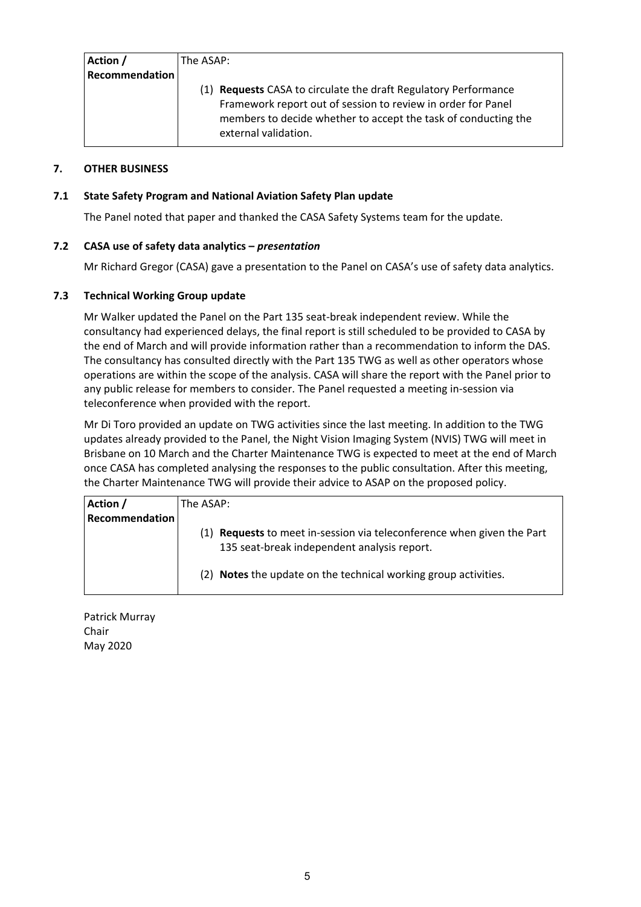| Action / Recommendation | The ASAP: (1) **Requests** CASA to circulate the draft Regulatory Performance Framework report out of session to review in order for Panel members to decide whether to accept the task of conducting the external validation. |
|---|---|

## 7. OTHER BUSINESS

### 7.1 State Safety Program and National Aviation Safety Plan update

The Panel noted that paper and thanked the CASA Safety Systems team for the update.

### 7.2 CASA use of safety data analytics – *presentation*

Mr Richard Gregor (CASA) gave a presentation to the Panel on CASA's use of safety data analytics.

### 7.3 Technical Working Group update

Mr Walker updated the Panel on the Part 135 seat-break independent review. While the consultancy had experienced delays, the final report is still scheduled to be provided to CASA by the end of March and will provide information rather than a recommendation to inform the DAS. The consultancy has consulted directly with the Part 135 TWG as well as other operators whose operations are within the scope of the analysis. CASA will share the report with the Panel prior to any public release for members to consider. The Panel requested a meeting in-session via teleconference when provided with the report.

Mr Di Toro provided an update on TWG activities since the last meeting. In addition to the TWG updates already provided to the Panel, the Night Vision Imaging System (NVIS) TWG will meet in Brisbane on 10 March and the Charter Maintenance TWG is expected to meet at the end of March once CASA has completed analysing the responses to the public consultation. After this meeting, the Charter Maintenance TWG will provide their advice to ASAP on the proposed policy.

| Action / Recommendation | The ASAP: (1) **Requests** to meet in-session via teleconference when given the Part 135 seat-break independent analysis report. (2) **Notes** the update on the technical working group activities. |
|---|---|

Patrick Murray
Chair
May 2020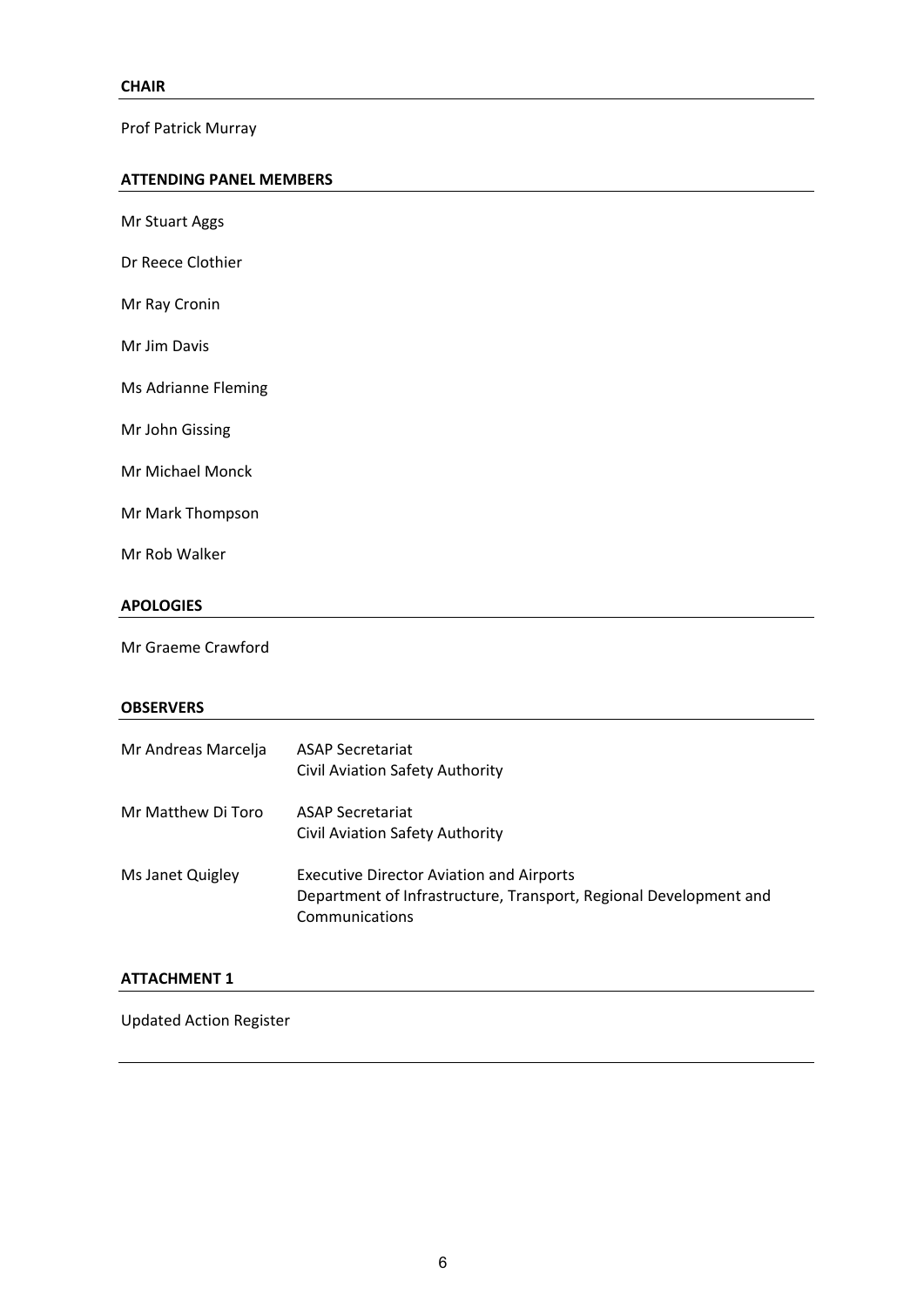**CHAIR**

Prof Patrick Murray

**ATTENDING PANEL MEMBERS**

Mr Stuart Aggs

Dr Reece Clothier

Mr Ray Cronin

Mr Jim Davis

Ms Adrianne Fleming

Mr John Gissing

Mr Michael Monck

Mr Mark Thompson

Mr Rob Walker

**APOLOGIES**

Mr Graeme Crawford

**OBSERVERS**

| | |
|---|---|
| Mr Andreas Marcelja | ASAP Secretariat<br>Civil Aviation Safety Authority |
| Mr Matthew Di Toro | ASAP Secretariat<br>Civil Aviation Safety Authority |
| Ms Janet Quigley | Executive Director Aviation and Airports<br>Department of Infrastructure, Transport, Regional Development and Communications |

**ATTACHMENT 1**

Updated Action Register